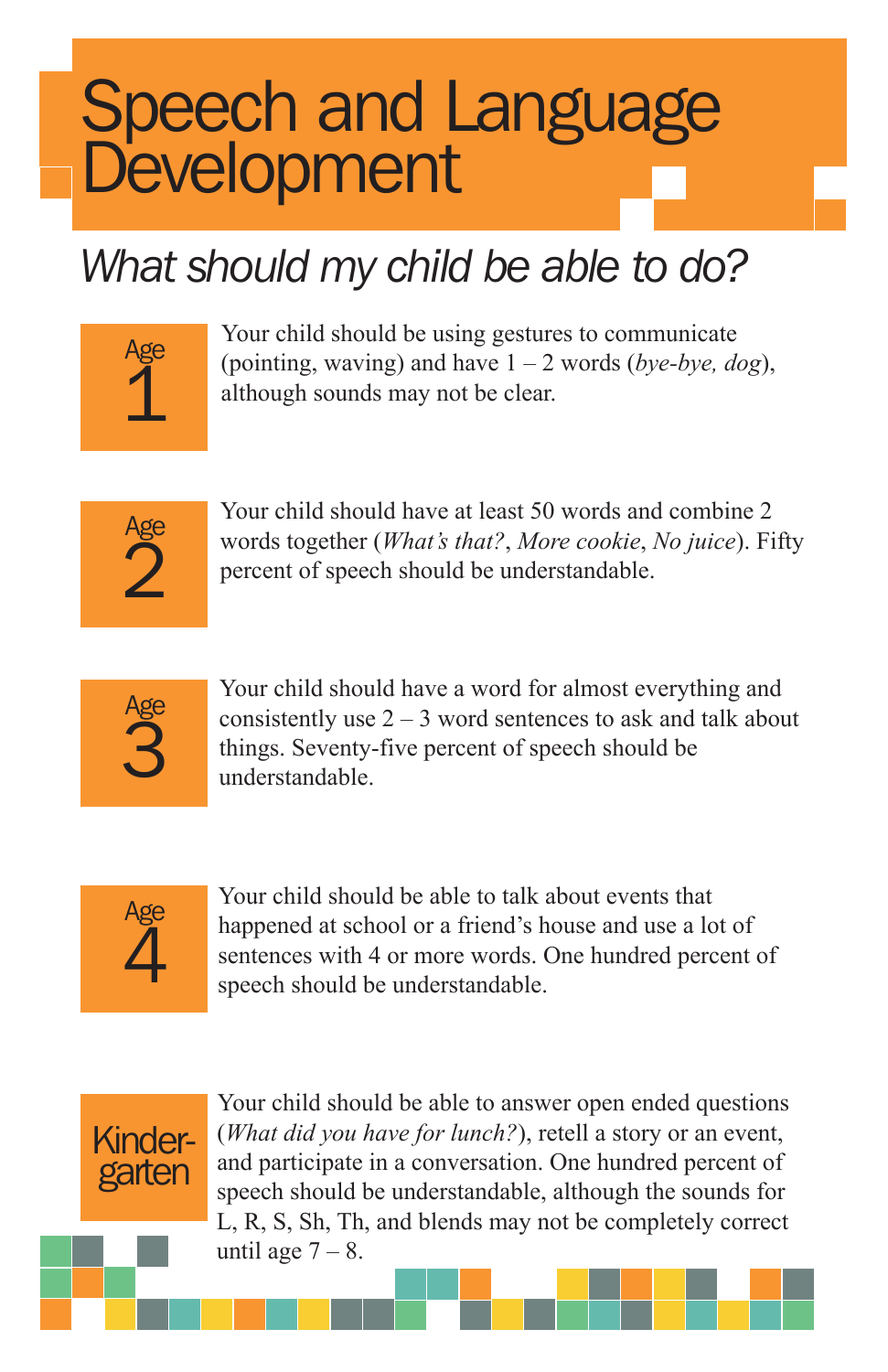# Speech and Language Development

## *What should my child be able to do?*

**Age 1**

Your child should be using gestures to communicate (pointing, waving) and have 1 – 2 words (*bye-bye, dog*), although sounds may not be clear.

**Age 2**

Your child should have at least 50 words and combine 2 words together (*What's that?*, *More cookie*, *No juice*). Fifty percent of speech should be understandable.

**Age 3**

Your child should have a word for almost everything and consistently use 2 – 3 word sentences to ask and talk about things. Seventy-five percent of speech should be understandable.

**Age 4**

Your child should be able to talk about events that happened at school or a friend's house and use a lot of sentences with 4 or more words. One hundred percent of speech should be understandable.

**Kindergarten**

Your child should be able to answer open ended questions (*What did you have for lunch?*), retell a story or an event, and participate in a conversation. One hundred percent of speech should be understandable, although the sounds for L, R, S, Sh, Th, and blends may not be completely correct until age 7 – 8.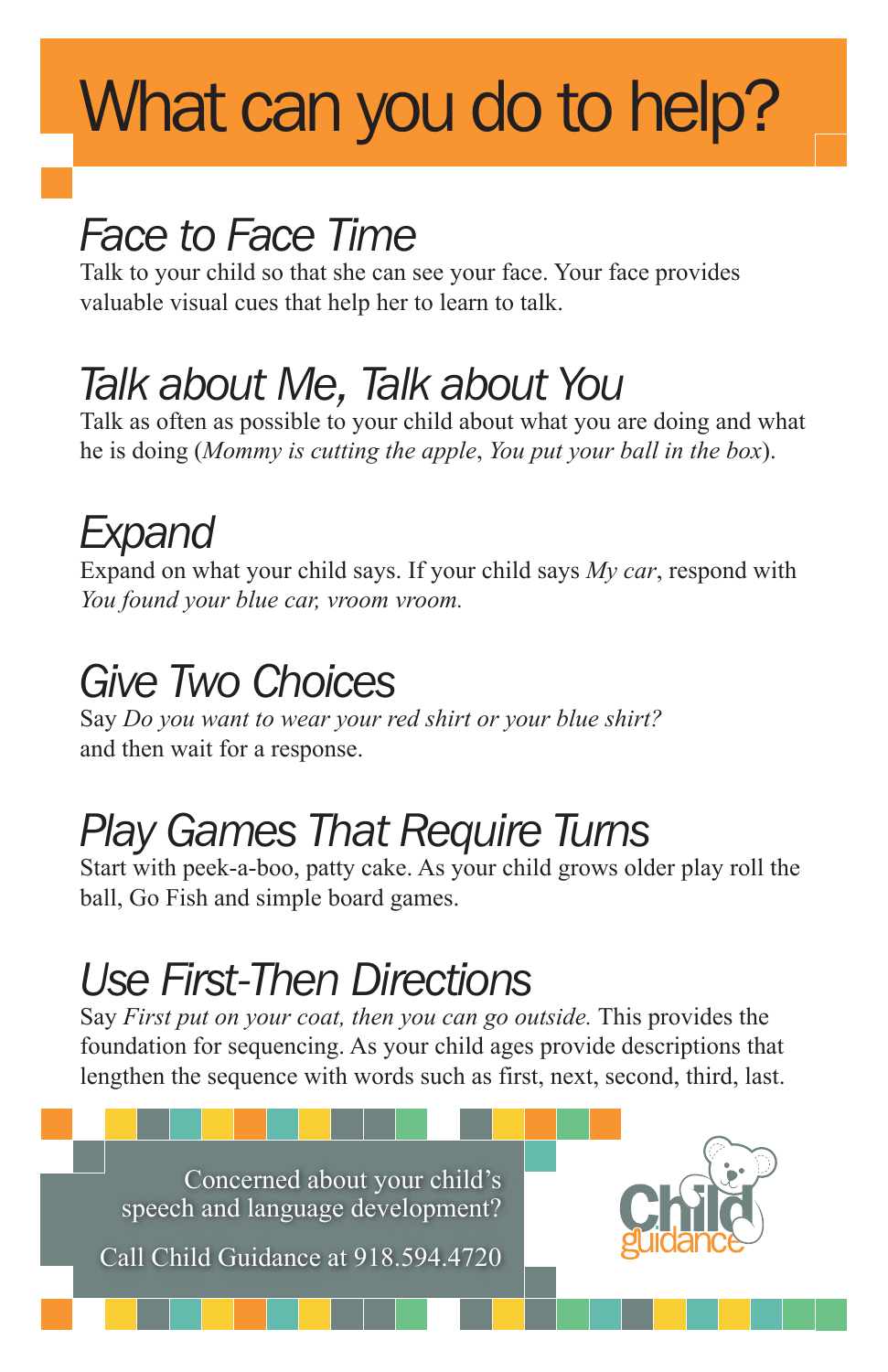# What can you do to help?

## *Face to Face Time*

Talk to your child so that she can see your face. Your face provides valuable visual cues that help her to learn to talk.

## *Talk about Me, Talk about You*

Talk as often as possible to your child about what you are doing and what he is doing (*Mommy is cutting the apple*, *You put your ball in the box*).

## *Expand*

Expand on what your child says. If your child says *My car*, respond with *You found your blue car, vroom vroom.*

## *Give Two Choices*

Say *Do you want to wear your red shirt or your blue shirt?* and then wait for a response.

## *Play Games That Require Turns*

Start with peek-a-boo, patty cake. As your child grows older play roll the ball, Go Fish and simple board games.

## *Use First-Then Directions*

Say *First put on your coat, then you can go outside.* This provides the foundation for sequencing. As your child ages provide descriptions that lengthen the sequence with words such as first, next, second, third, last.

Concerned about your child's speech and language development?

Call Child Guidance at 918.594.4720

Child guidance